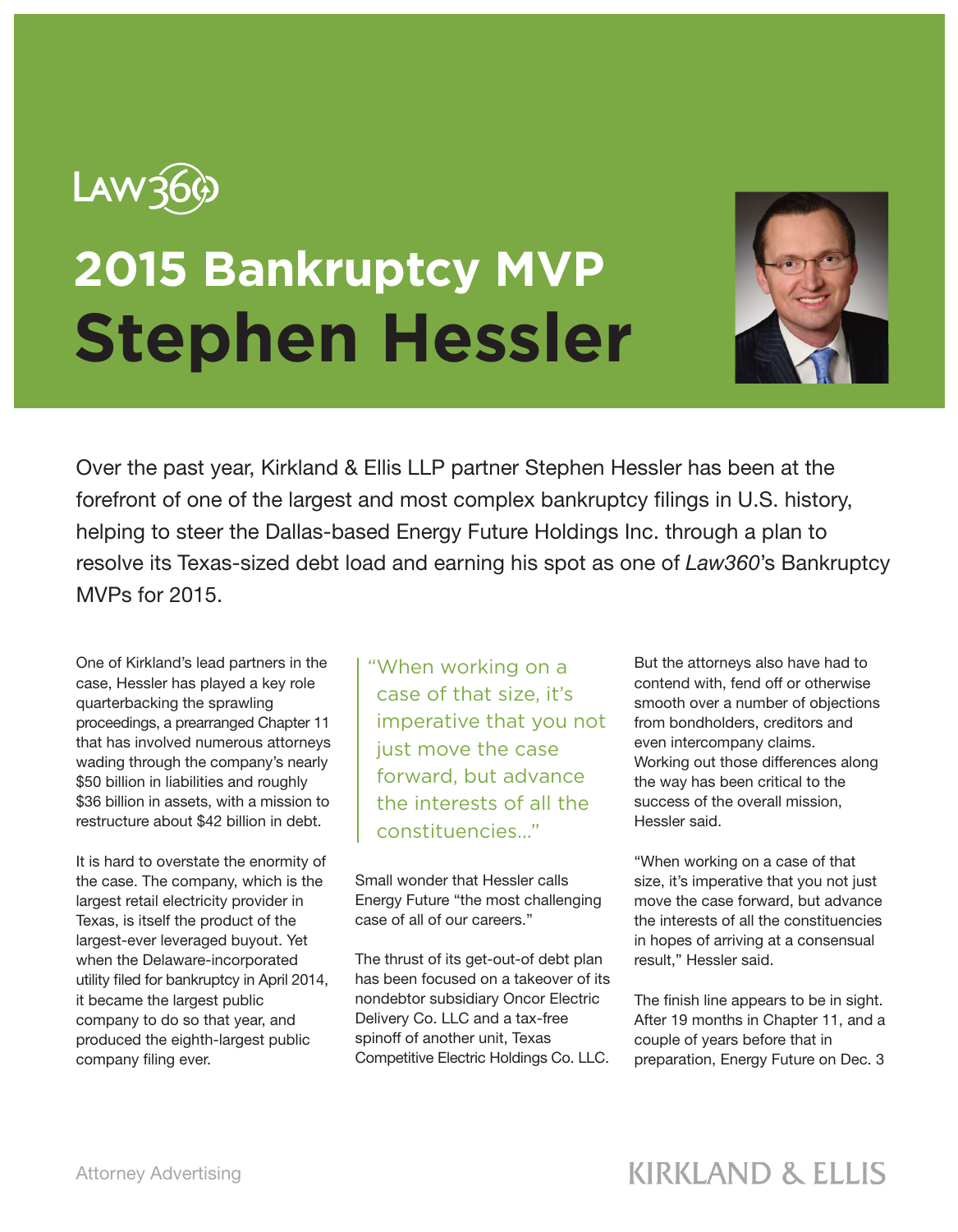Law360

# 2015 Bankruptcy MVP

# Stephen Hessler

Over the past year, Kirkland & Ellis LLP partner Stephen Hessler has been at the forefront of one of the largest and most complex bankruptcy filings in U.S. history, helping to steer the Dallas-based Energy Future Holdings Inc. through a plan to resolve its Texas-sized debt load and earning his spot as one of *Law360*'s Bankruptcy MVPs for 2015.

One of Kirkland's lead partners in the case, Hessler has played a key role quarterbacking the sprawling proceedings, a prearranged Chapter 11 that has involved numerous attorneys wading through the company's nearly $50 billion in liabilities and roughly $36 billion in assets, with a mission to restructure about $42 billion in debt.

It is hard to overstate the enormity of the case. The company, which is the largest retail electricity provider in Texas, is itself the product of the largest-ever leveraged buyout. Yet when the Delaware-incorporated utility filed for bankruptcy in April 2014, it became the largest public company to do so that year, and produced the eighth-largest public company filing ever.

> "When working on a case of that size, it's imperative that you not just move the case forward, but advance the interests of all the constituencies..."

Small wonder that Hessler calls Energy Future "the most challenging case of all of our careers."

The thrust of its get-out-of debt plan has been focused on a takeover of its nondebtor subsidiary Oncor Electric Delivery Co. LLC and a tax-free spinoff of another unit, Texas Competitive Electric Holdings Co. LLC.

But the attorneys also have had to contend with, fend off or otherwise smooth over a number of objections from bondholders, creditors and even intercompany claims. Working out those differences along the way has been critical to the success of the overall mission, Hessler said.

"When working on a case of that size, it's imperative that you not just move the case forward, but advance the interests of all the constituencies in hopes of arriving at a consensual result," Hessler said.

The finish line appears to be in sight. After 19 months in Chapter 11, and a couple of years before that in preparation, Energy Future on Dec. 3

Attorney Advertising

KIRKLAND & ELLIS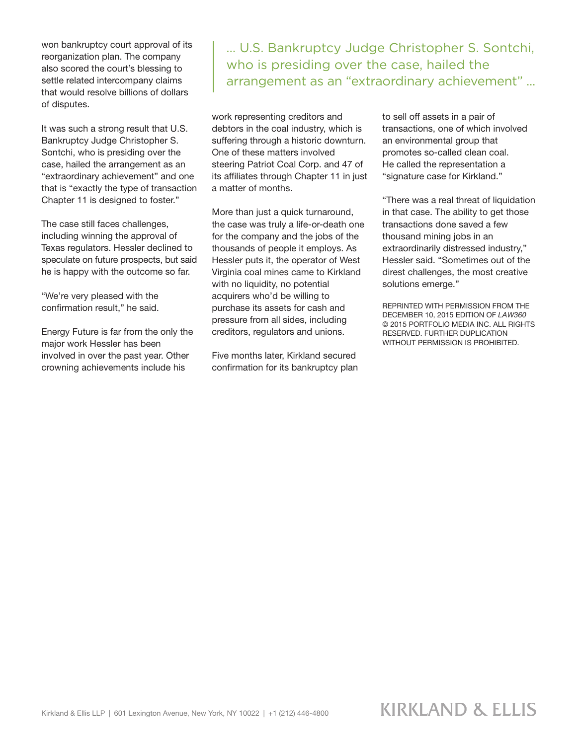won bankruptcy court approval of its reorganization plan. The company also scored the court's blessing to settle related intercompany claims that would resolve billions of dollars of disputes.

It was such a strong result that U.S. Bankruptcy Judge Christopher S. Sontchi, who is presiding over the case, hailed the arrangement as an "extraordinary achievement" and one that is "exactly the type of transaction Chapter 11 is designed to foster."

The case still faces challenges, including winning the approval of Texas regulators. Hessler declined to speculate on future prospects, but said he is happy with the outcome so far.

"We're very pleased with the confirmation result," he said.

Energy Future is far from the only the major work Hessler has been involved in over the past year. Other crowning achievements include his

> … U.S. Bankruptcy Judge Christopher S. Sontchi, who is presiding over the case, hailed the arrangement as an "extraordinary achievement" …

work representing creditors and debtors in the coal industry, which is suffering through a historic downturn. One of these matters involved steering Patriot Coal Corp. and 47 of its affiliates through Chapter 11 in just a matter of months.

More than just a quick turnaround, the case was truly a life-or-death one for the company and the jobs of the thousands of people it employs. As Hessler puts it, the operator of West Virginia coal mines came to Kirkland with no liquidity, no potential acquirers who'd be willing to purchase its assets for cash and pressure from all sides, including creditors, regulators and unions.

Five months later, Kirkland secured confirmation for its bankruptcy plan to sell off assets in a pair of transactions, one of which involved an environmental group that promotes so-called clean coal. He called the representation a "signature case for Kirkland."

"There was a real threat of liquidation in that case. The ability to get those transactions done saved a few thousand mining jobs in an extraordinarily distressed industry," Hessler said. "Sometimes out of the direst challenges, the most creative solutions emerge."

REPRINTED WITH PERMISSION FROM THE DECEMBER 10, 2015 EDITION OF *LAW360* © 2015 PORTFOLIO MEDIA INC. ALL RIGHTS RESERVED. FURTHER DUPLICATION WITHOUT PERMISSION IS PROHIBITED.

Kirkland & Ellis LLP | 601 Lexington Avenue, New York, NY 10022 | +1 (212) 446-4800

KIRKLAND & ELLIS